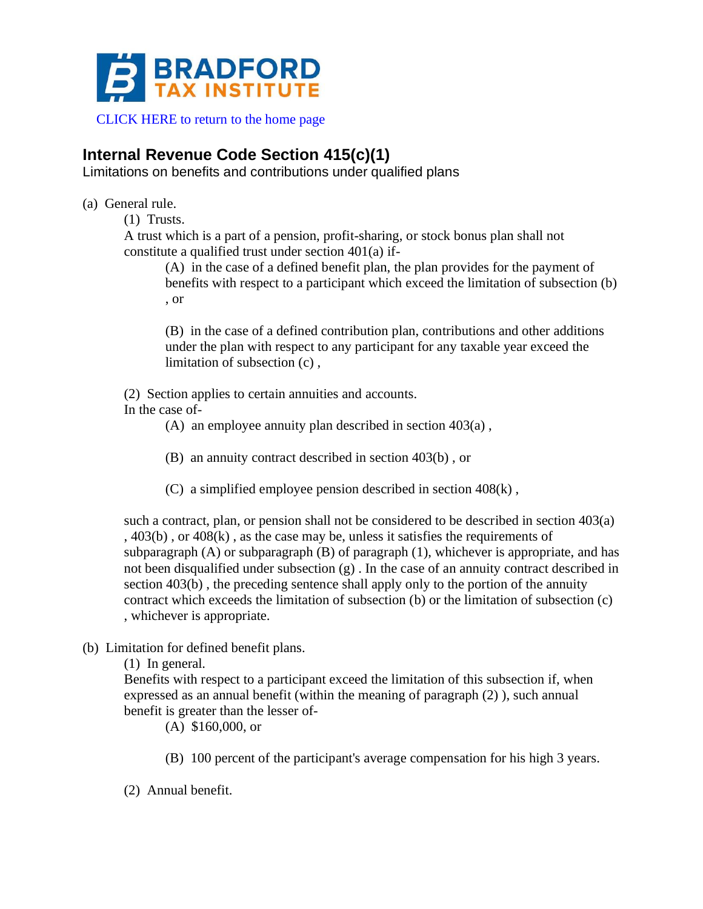BRADFORD TAX INSTITUTE

CLICK HERE to return to the home page

## Internal Revenue Code Section 415(c)(1)

Limitations on benefits and contributions under qualified plans

(a) General rule.

(1) Trusts.

A trust which is a part of a pension, profit-sharing, or stock bonus plan shall not constitute a qualified trust under section 401(a) if-

(A) in the case of a defined benefit plan, the plan provides for the payment of benefits with respect to a participant which exceed the limitation of subsection (b) , or

(B) in the case of a defined contribution plan, contributions and other additions under the plan with respect to any participant for any taxable year exceed the limitation of subsection (c) ,

(2) Section applies to certain annuities and accounts.

In the case of-

(A) an employee annuity plan described in section 403(a) ,

(B) an annuity contract described in section 403(b) , or

(C) a simplified employee pension described in section 408(k) ,

such a contract, plan, or pension shall not be considered to be described in section 403(a) , 403(b) , or 408(k) , as the case may be, unless it satisfies the requirements of subparagraph (A) or subparagraph (B) of paragraph (1), whichever is appropriate, and has not been disqualified under subsection (g) . In the case of an annuity contract described in section 403(b) , the preceding sentence shall apply only to the portion of the annuity contract which exceeds the limitation of subsection (b) or the limitation of subsection (c) , whichever is appropriate.

(b) Limitation for defined benefit plans.

(1) In general.

Benefits with respect to a participant exceed the limitation of this subsection if, when expressed as an annual benefit (within the meaning of paragraph (2) ), such annual benefit is greater than the lesser of-

(A) $160,000, or

(B) 100 percent of the participant's average compensation for his high 3 years.

(2) Annual benefit.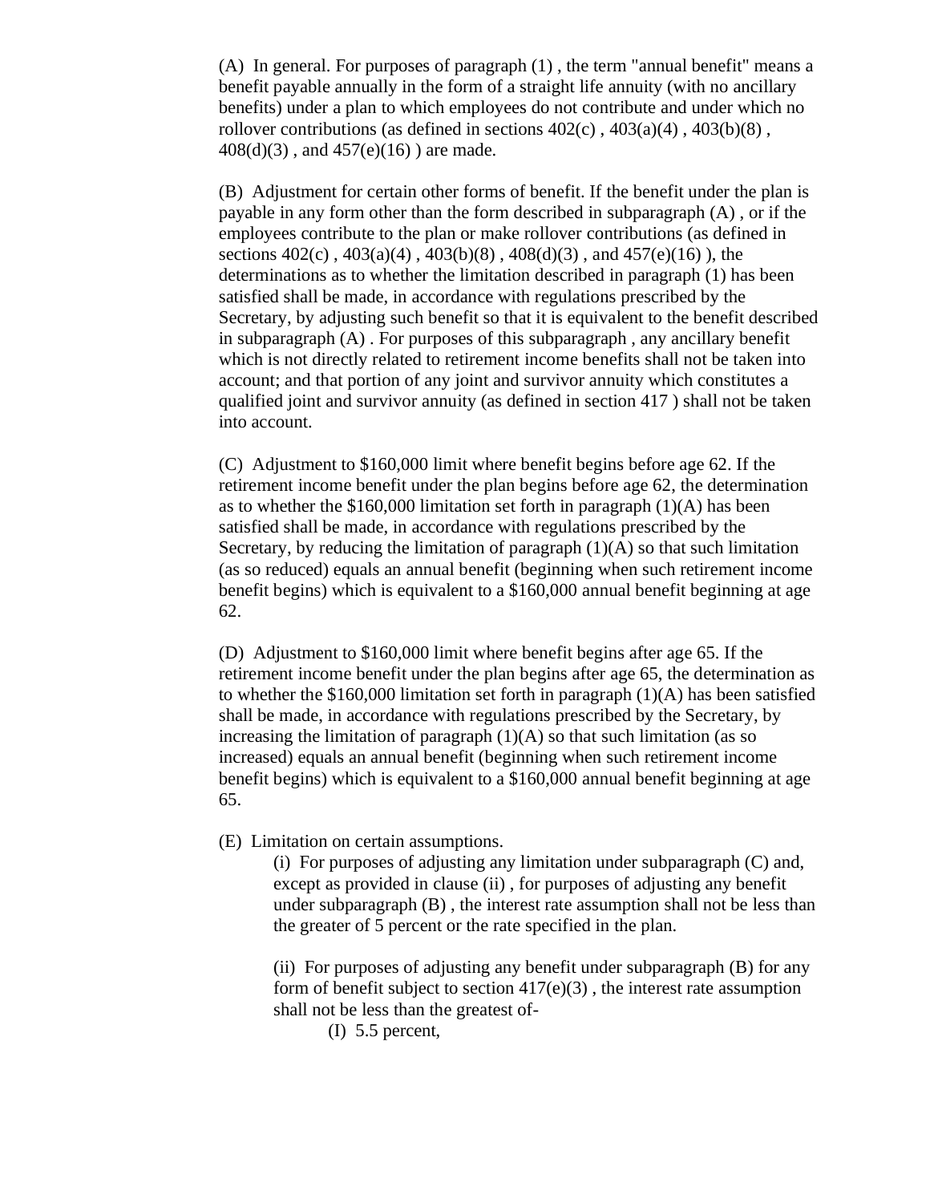(A) In general. For purposes of paragraph (1) , the term "annual benefit" means a benefit payable annually in the form of a straight life annuity (with no ancillary benefits) under a plan to which employees do not contribute and under which no rollover contributions (as defined in sections 402(c) , 403(a)(4) , 403(b)(8) , 408(d)(3) , and 457(e)(16) ) are made.

(B) Adjustment for certain other forms of benefit. If the benefit under the plan is payable in any form other than the form described in subparagraph (A) , or if the employees contribute to the plan or make rollover contributions (as defined in sections 402(c) , 403(a)(4) , 403(b)(8) , 408(d)(3) , and 457(e)(16) ), the determinations as to whether the limitation described in paragraph (1) has been satisfied shall be made, in accordance with regulations prescribed by the Secretary, by adjusting such benefit so that it is equivalent to the benefit described in subparagraph (A) . For purposes of this subparagraph , any ancillary benefit which is not directly related to retirement income benefits shall not be taken into account; and that portion of any joint and survivor annuity which constitutes a qualified joint and survivor annuity (as defined in section 417 ) shall not be taken into account.

(C) Adjustment to $160,000 limit where benefit begins before age 62. If the retirement income benefit under the plan begins before age 62, the determination as to whether the $160,000 limitation set forth in paragraph (1)(A) has been satisfied shall be made, in accordance with regulations prescribed by the Secretary, by reducing the limitation of paragraph (1)(A) so that such limitation (as so reduced) equals an annual benefit (beginning when such retirement income benefit begins) which is equivalent to a $160,000 annual benefit beginning at age 62.

(D) Adjustment to $160,000 limit where benefit begins after age 65. If the retirement income benefit under the plan begins after age 65, the determination as to whether the $160,000 limitation set forth in paragraph (1)(A) has been satisfied shall be made, in accordance with regulations prescribed by the Secretary, by increasing the limitation of paragraph (1)(A) so that such limitation (as so increased) equals an annual benefit (beginning when such retirement income benefit begins) which is equivalent to a $160,000 annual benefit beginning at age 65.

(E) Limitation on certain assumptions.

(i) For purposes of adjusting any limitation under subparagraph (C) and, except as provided in clause (ii) , for purposes of adjusting any benefit under subparagraph (B) , the interest rate assumption shall not be less than the greater of 5 percent or the rate specified in the plan.

(ii) For purposes of adjusting any benefit under subparagraph (B) for any form of benefit subject to section 417(e)(3) , the interest rate assumption shall not be less than the greatest of-

(I) 5.5 percent,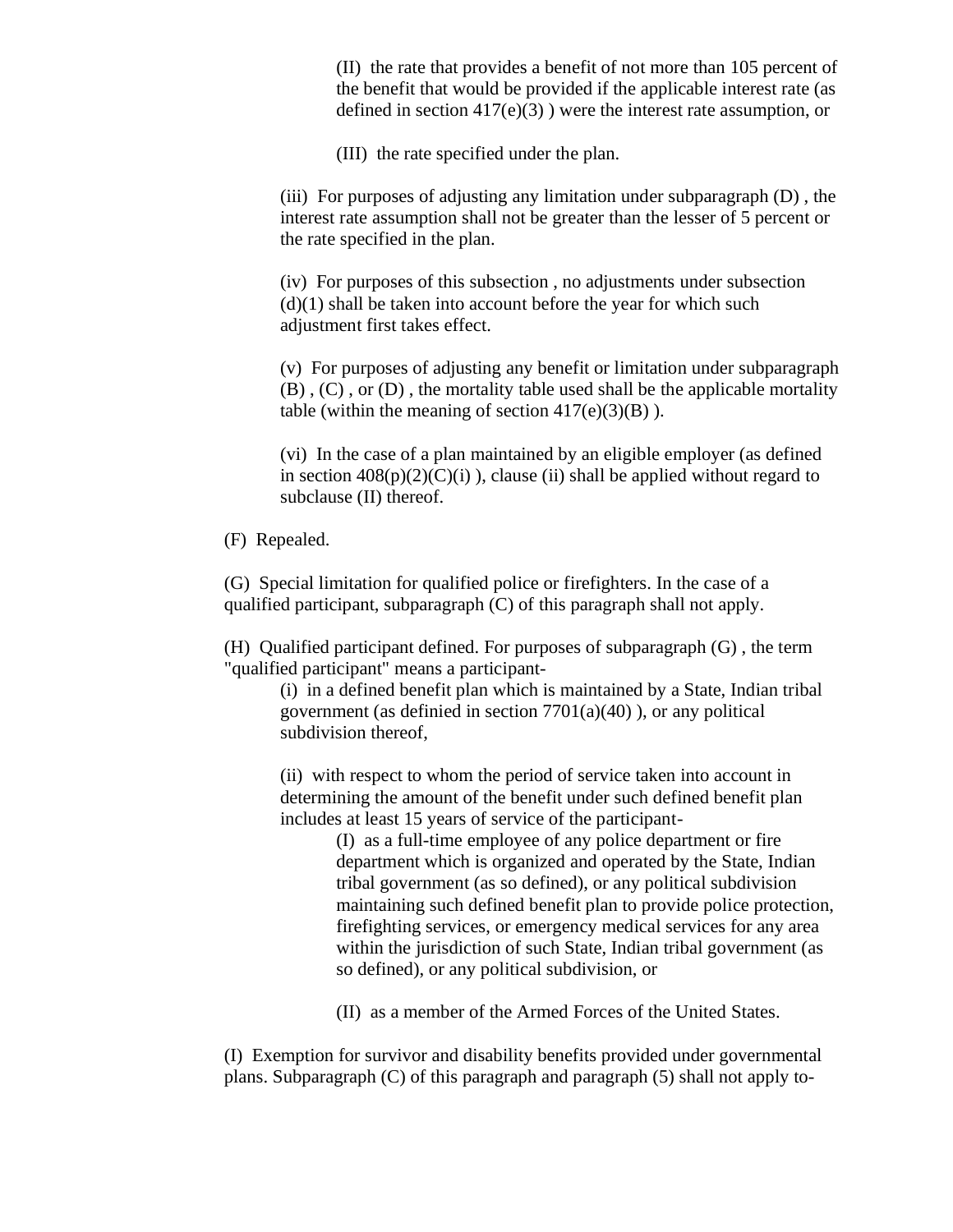(II) the rate that provides a benefit of not more than 105 percent of the benefit that would be provided if the applicable interest rate (as defined in section 417(e)(3) ) were the interest rate assumption, or

(III) the rate specified under the plan.

(iii) For purposes of adjusting any limitation under subparagraph (D) , the interest rate assumption shall not be greater than the lesser of 5 percent or the rate specified in the plan.

(iv) For purposes of this subsection , no adjustments under subsection (d)(1) shall be taken into account before the year for which such adjustment first takes effect.

(v) For purposes of adjusting any benefit or limitation under subparagraph (B) , (C) , or (D) , the mortality table used shall be the applicable mortality table (within the meaning of section 417(e)(3)(B) ).

(vi) In the case of a plan maintained by an eligible employer (as defined in section 408(p)(2)(C)(i) ), clause (ii) shall be applied without regard to subclause (II) thereof.

(F) Repealed.

(G) Special limitation for qualified police or firefighters. In the case of a qualified participant, subparagraph (C) of this paragraph shall not apply.

(H) Qualified participant defined. For purposes of subparagraph (G) , the term "qualified participant" means a participant-

(i) in a defined benefit plan which is maintained by a State, Indian tribal government (as definied in section 7701(a)(40) ), or any political subdivision thereof,

(ii) with respect to whom the period of service taken into account in determining the amount of the benefit under such defined benefit plan includes at least 15 years of service of the participant-

(I) as a full-time employee of any police department or fire department which is organized and operated by the State, Indian tribal government (as so defined), or any political subdivision maintaining such defined benefit plan to provide police protection, firefighting services, or emergency medical services for any area within the jurisdiction of such State, Indian tribal government (as so defined), or any political subdivision, or

(II) as a member of the Armed Forces of the United States.

(I) Exemption for survivor and disability benefits provided under governmental plans. Subparagraph (C) of this paragraph and paragraph (5) shall not apply to-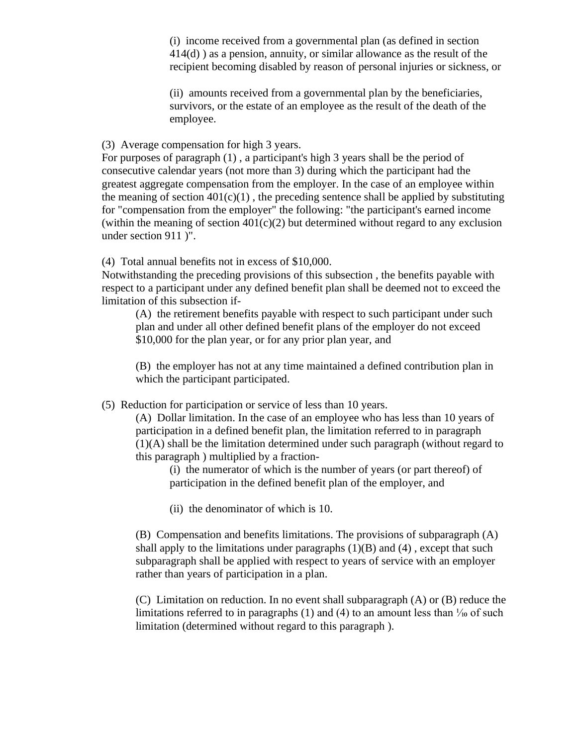(i) income received from a governmental plan (as defined in section 414(d) ) as a pension, annuity, or similar allowance as the result of the recipient becoming disabled by reason of personal injuries or sickness, or

(ii) amounts received from a governmental plan by the beneficiaries, survivors, or the estate of an employee as the result of the death of the employee.

(3) Average compensation for high 3 years.
For purposes of paragraph (1) , a participant's high 3 years shall be the period of consecutive calendar years (not more than 3) during which the participant had the greatest aggregate compensation from the employer. In the case of an employee within the meaning of section 401(c)(1) , the preceding sentence shall be applied by substituting for "compensation from the employer" the following: "the participant's earned income (within the meaning of section 401(c)(2) but determined without regard to any exclusion under section 911 )".

(4) Total annual benefits not in excess of $10,000.
Notwithstanding the preceding provisions of this subsection , the benefits payable with respect to a participant under any defined benefit plan shall be deemed not to exceed the limitation of this subsection if-

(A) the retirement benefits payable with respect to such participant under such plan and under all other defined benefit plans of the employer do not exceed $10,000 for the plan year, or for any prior plan year, and

(B) the employer has not at any time maintained a defined contribution plan in which the participant participated.

(5) Reduction for participation or service of less than 10 years.

(A) Dollar limitation. In the case of an employee who has less than 10 years of participation in a defined benefit plan, the limitation referred to in paragraph (1)(A) shall be the limitation determined under such paragraph (without regard to this paragraph ) multiplied by a fraction-

(i) the numerator of which is the number of years (or part thereof) of participation in the defined benefit plan of the employer, and

(ii) the denominator of which is 10.

(B) Compensation and benefits limitations. The provisions of subparagraph (A) shall apply to the limitations under paragraphs (1)(B) and (4) , except that such subparagraph shall be applied with respect to years of service with an employer rather than years of participation in a plan.

(C) Limitation on reduction. In no event shall subparagraph (A) or (B) reduce the limitations referred to in paragraphs (1) and (4) to an amount less than 1/10 of such limitation (determined without regard to this paragraph ).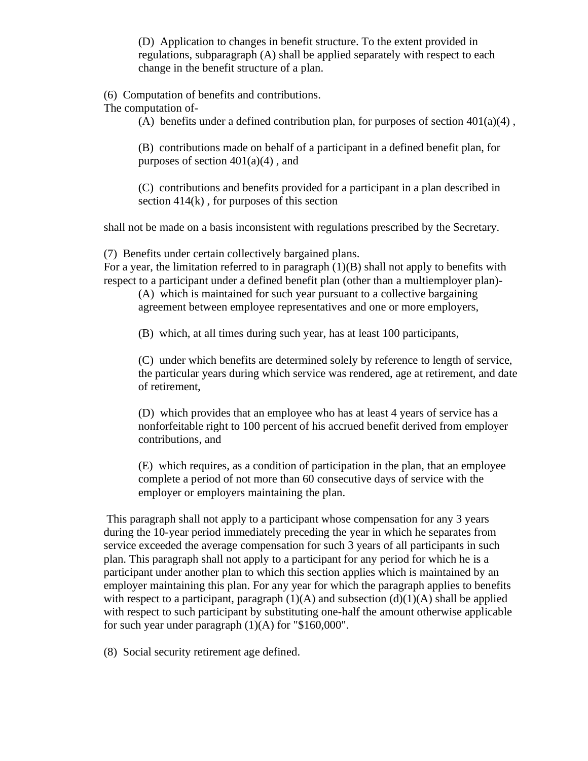(D) Application to changes in benefit structure. To the extent provided in regulations, subparagraph (A) shall be applied separately with respect to each change in the benefit structure of a plan.

(6) Computation of benefits and contributions.
The computation of-

(A) benefits under a defined contribution plan, for purposes of section 401(a)(4) ,

(B) contributions made on behalf of a participant in a defined benefit plan, for purposes of section 401(a)(4) , and

(C) contributions and benefits provided for a participant in a plan described in section 414(k) , for purposes of this section

shall not be made on a basis inconsistent with regulations prescribed by the Secretary.

(7) Benefits under certain collectively bargained plans.
For a year, the limitation referred to in paragraph (1)(B) shall not apply to benefits with respect to a participant under a defined benefit plan (other than a multiemployer plan)-

(A) which is maintained for such year pursuant to a collective bargaining agreement between employee representatives and one or more employers,

(B) which, at all times during such year, has at least 100 participants,

(C) under which benefits are determined solely by reference to length of service, the particular years during which service was rendered, age at retirement, and date of retirement,

(D) which provides that an employee who has at least 4 years of service has a nonforfeitable right to 100 percent of his accrued benefit derived from employer contributions, and

(E) which requires, as a condition of participation in the plan, that an employee complete a period of not more than 60 consecutive days of service with the employer or employers maintaining the plan.

This paragraph shall not apply to a participant whose compensation for any 3 years during the 10-year period immediately preceding the year in which he separates from service exceeded the average compensation for such 3 years of all participants in such plan. This paragraph shall not apply to a participant for any period for which he is a participant under another plan to which this section applies which is maintained by an employer maintaining this plan. For any year for which the paragraph applies to benefits with respect to a participant, paragraph (1)(A) and subsection (d)(1)(A) shall be applied with respect to such participant by substituting one-half the amount otherwise applicable for such year under paragraph (1)(A) for "$160,000".

(8) Social security retirement age defined.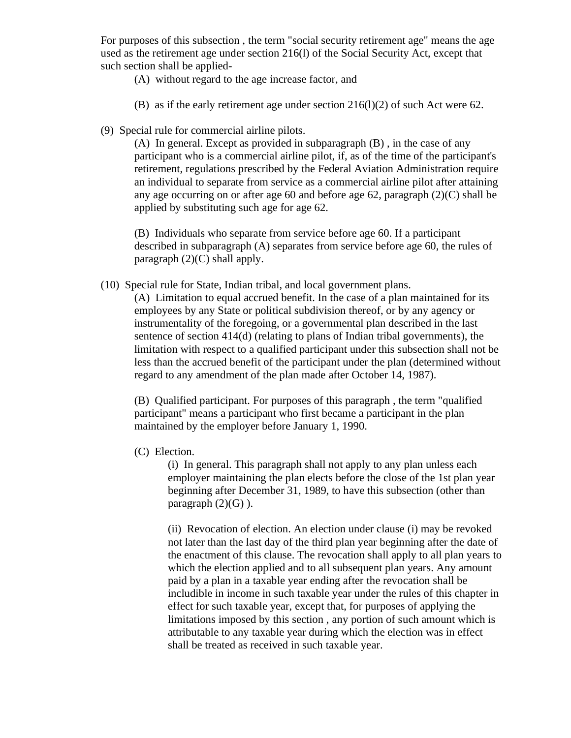For purposes of this subsection , the term "social security retirement age" means the age used as the retirement age under section 216(l) of the Social Security Act, except that such section shall be applied-

(A) without regard to the age increase factor, and

(B) as if the early retirement age under section 216(l)(2) of such Act were 62.

(9) Special rule for commercial airline pilots.

(A) In general. Except as provided in subparagraph (B) , in the case of any participant who is a commercial airline pilot, if, as of the time of the participant's retirement, regulations prescribed by the Federal Aviation Administration require an individual to separate from service as a commercial airline pilot after attaining any age occurring on or after age 60 and before age 62, paragraph (2)(C) shall be applied by substituting such age for age 62.

(B) Individuals who separate from service before age 60. If a participant described in subparagraph (A) separates from service before age 60, the rules of paragraph (2)(C) shall apply.

(10) Special rule for State, Indian tribal, and local government plans.

(A) Limitation to equal accrued benefit. In the case of a plan maintained for its employees by any State or political subdivision thereof, or by any agency or instrumentality of the foregoing, or a governmental plan described in the last sentence of section 414(d) (relating to plans of Indian tribal governments), the limitation with respect to a qualified participant under this subsection shall not be less than the accrued benefit of the participant under the plan (determined without regard to any amendment of the plan made after October 14, 1987).

(B) Qualified participant. For purposes of this paragraph , the term "qualified participant" means a participant who first became a participant in the plan maintained by the employer before January 1, 1990.

(C) Election.

(i) In general. This paragraph shall not apply to any plan unless each employer maintaining the plan elects before the close of the 1st plan year beginning after December 31, 1989, to have this subsection (other than paragraph (2)(G) ).

(ii) Revocation of election. An election under clause (i) may be revoked not later than the last day of the third plan year beginning after the date of the enactment of this clause. The revocation shall apply to all plan years to which the election applied and to all subsequent plan years. Any amount paid by a plan in a taxable year ending after the revocation shall be includible in income in such taxable year under the rules of this chapter in effect for such taxable year, except that, for purposes of applying the limitations imposed by this section , any portion of such amount which is attributable to any taxable year during which the election was in effect shall be treated as received in such taxable year.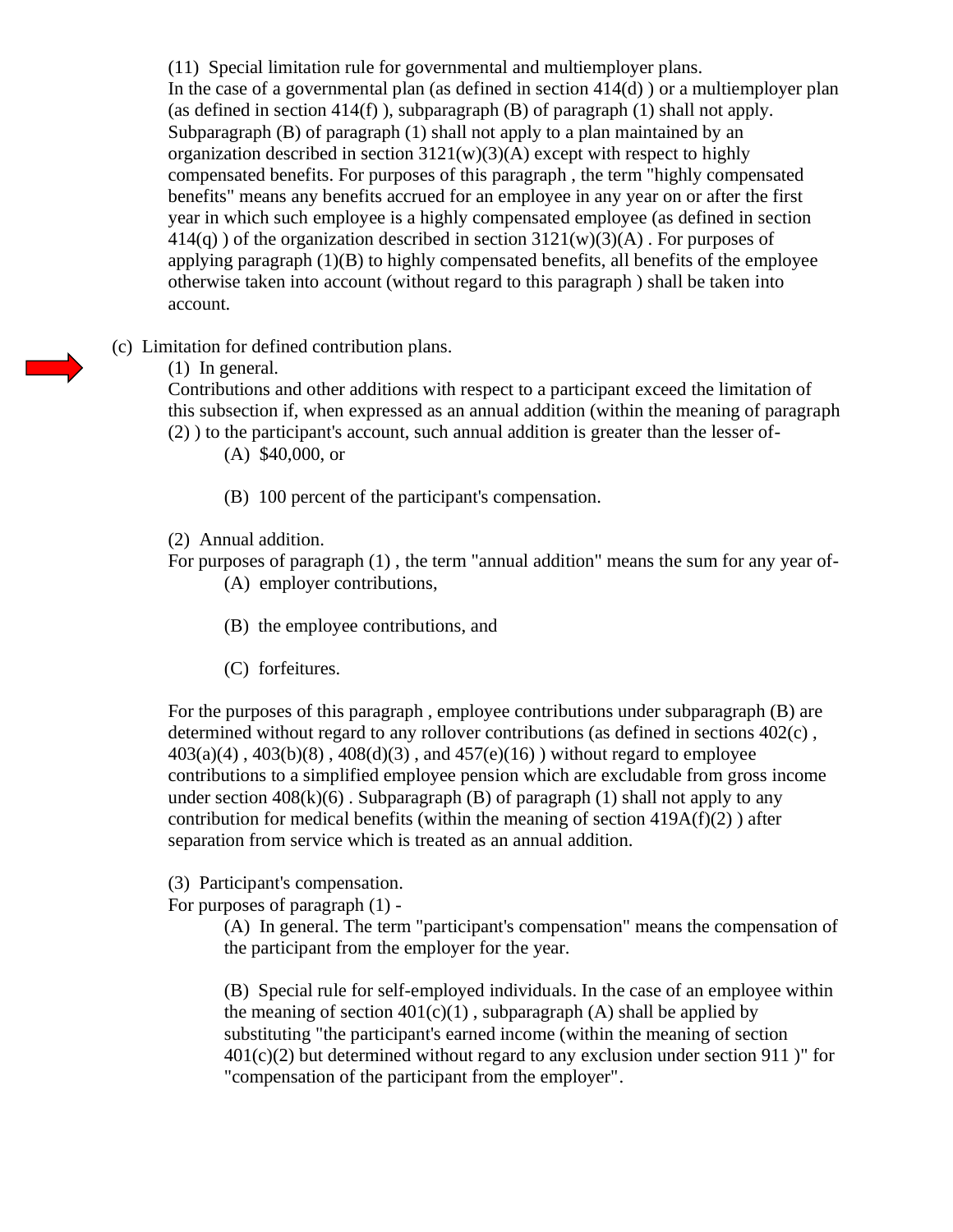(11) Special limitation rule for governmental and multiemployer plans.
In the case of a governmental plan (as defined in section 414(d) ) or a multiemployer plan (as defined in section 414(f) ), subparagraph (B) of paragraph (1) shall not apply. Subparagraph (B) of paragraph (1) shall not apply to a plan maintained by an organization described in section 3121(w)(3)(A) except with respect to highly compensated benefits. For purposes of this paragraph , the term "highly compensated benefits" means any benefits accrued for an employee in any year on or after the first year in which such employee is a highly compensated employee (as defined in section 414(q) ) of the organization described in section 3121(w)(3)(A) . For purposes of applying paragraph (1)(B) to highly compensated benefits, all benefits of the employee otherwise taken into account (without regard to this paragraph ) shall be taken into account.

(c) Limitation for defined contribution plans.

(1) In general.
Contributions and other additions with respect to a participant exceed the limitation of this subsection if, when expressed as an annual addition (within the meaning of paragraph (2) ) to the participant's account, such annual addition is greater than the lesser of-

(A) $40,000, or

(B) 100 percent of the participant's compensation.

(2) Annual addition.
For purposes of paragraph (1) , the term "annual addition" means the sum for any year of-

(A) employer contributions,

(B) the employee contributions, and

(C) forfeitures.

For the purposes of this paragraph , employee contributions under subparagraph (B) are determined without regard to any rollover contributions (as defined in sections 402(c) , 403(a)(4) , 403(b)(8) , 408(d)(3) , and 457(e)(16) ) without regard to employee contributions to a simplified employee pension which are excludable from gross income under section 408(k)(6) . Subparagraph (B) of paragraph (1) shall not apply to any contribution for medical benefits (within the meaning of section 419A(f)(2) ) after separation from service which is treated as an annual addition.

(3) Participant's compensation.
For purposes of paragraph (1) -

(A) In general. The term "participant's compensation" means the compensation of the participant from the employer for the year.

(B) Special rule for self-employed individuals. In the case of an employee within the meaning of section 401(c)(1) , subparagraph (A) shall be applied by substituting "the participant's earned income (within the meaning of section 401(c)(2) but determined without regard to any exclusion under section 911 )" for "compensation of the participant from the employer".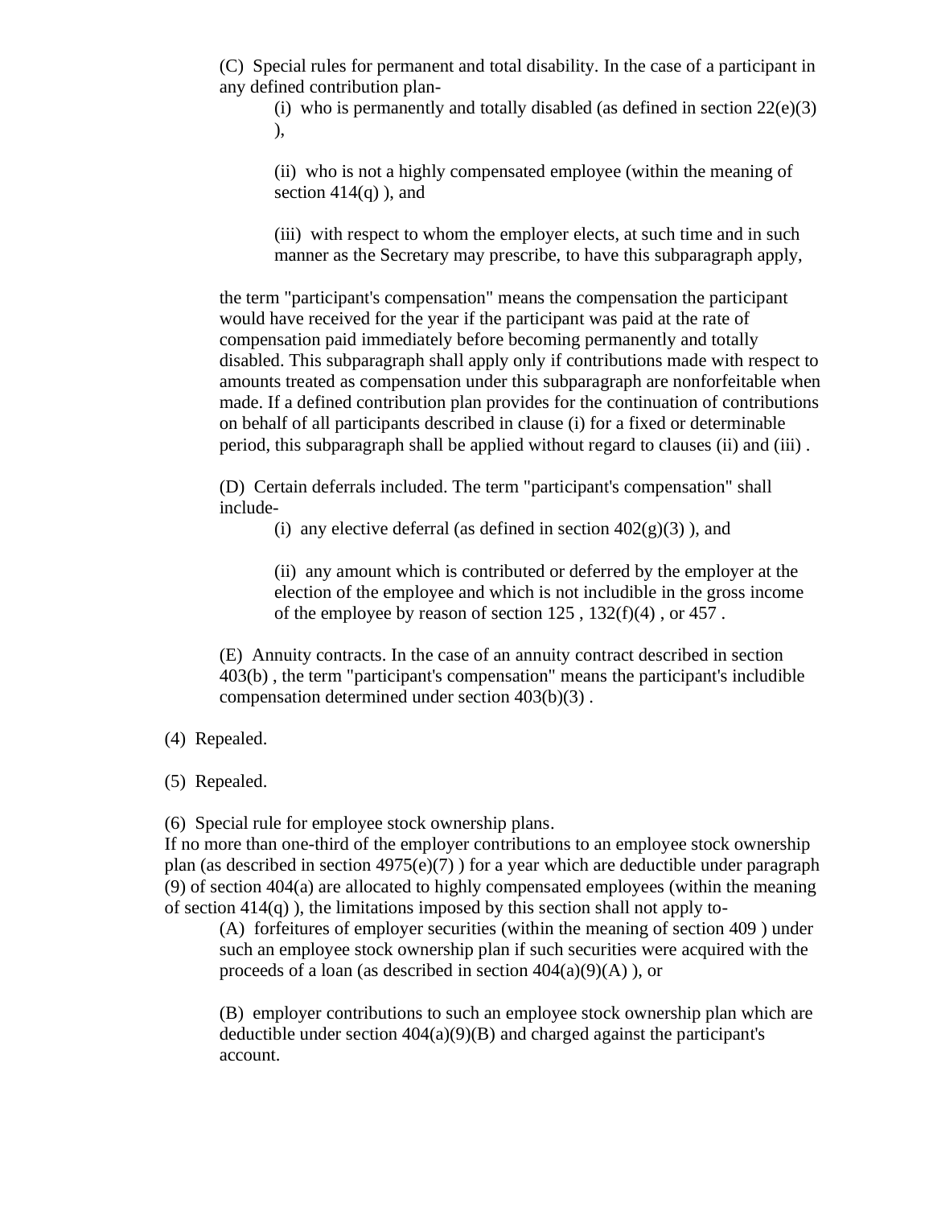(C) Special rules for permanent and total disability. In the case of a participant in any defined contribution plan-

(i) who is permanently and totally disabled (as defined in section 22(e)(3) ),

(ii) who is not a highly compensated employee (within the meaning of section 414(q) ), and

(iii) with respect to whom the employer elects, at such time and in such manner as the Secretary may prescribe, to have this subparagraph apply,

the term "participant's compensation" means the compensation the participant would have received for the year if the participant was paid at the rate of compensation paid immediately before becoming permanently and totally disabled. This subparagraph shall apply only if contributions made with respect to amounts treated as compensation under this subparagraph are nonforfeitable when made. If a defined contribution plan provides for the continuation of contributions on behalf of all participants described in clause (i) for a fixed or determinable period, this subparagraph shall be applied without regard to clauses (ii) and (iii) .

(D) Certain deferrals included. The term "participant's compensation" shall include-

(i) any elective deferral (as defined in section 402(g)(3) ), and

(ii) any amount which is contributed or deferred by the employer at the election of the employee and which is not includible in the gross income of the employee by reason of section 125 , 132(f)(4) , or 457 .

(E) Annuity contracts. In the case of an annuity contract described in section 403(b) , the term "participant's compensation" means the participant's includible compensation determined under section 403(b)(3) .

(4) Repealed.

(5) Repealed.

(6) Special rule for employee stock ownership plans.

If no more than one-third of the employer contributions to an employee stock ownership plan (as described in section 4975(e)(7) ) for a year which are deductible under paragraph (9) of section 404(a) are allocated to highly compensated employees (within the meaning of section 414(q) ), the limitations imposed by this section shall not apply to-

(A) forfeitures of employer securities (within the meaning of section 409 ) under such an employee stock ownership plan if such securities were acquired with the proceeds of a loan (as described in section 404(a)(9)(A) ), or

(B) employer contributions to such an employee stock ownership plan which are deductible under section 404(a)(9)(B) and charged against the participant's account.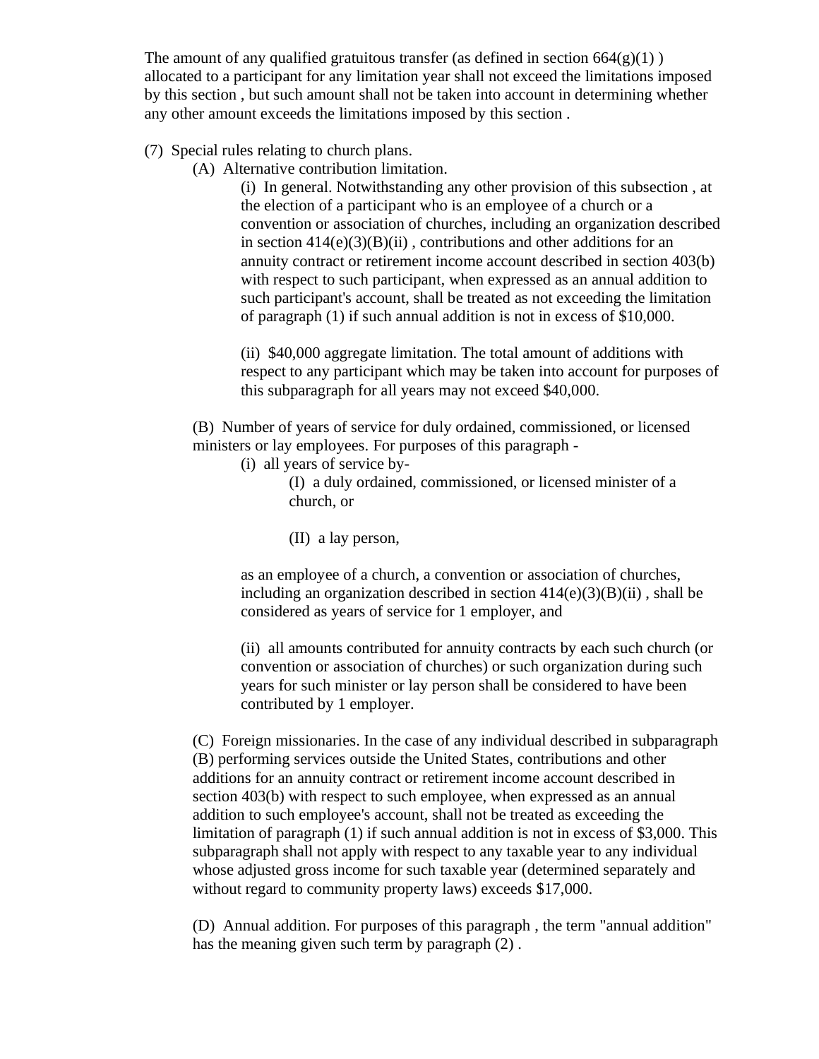The amount of any qualified gratuitous transfer (as defined in section 664(g)(1) ) allocated to a participant for any limitation year shall not exceed the limitations imposed by this section , but such amount shall not be taken into account in determining whether any other amount exceeds the limitations imposed by this section .

(7) Special rules relating to church plans.

(A) Alternative contribution limitation.

(i) In general. Notwithstanding any other provision of this subsection , at the election of a participant who is an employee of a church or a convention or association of churches, including an organization described in section 414(e)(3)(B)(ii) , contributions and other additions for an annuity contract or retirement income account described in section 403(b) with respect to such participant, when expressed as an annual addition to such participant's account, shall be treated as not exceeding the limitation of paragraph (1) if such annual addition is not in excess of $10,000.

(ii) $40,000 aggregate limitation. The total amount of additions with respect to any participant which may be taken into account for purposes of this subparagraph for all years may not exceed $40,000.

(B) Number of years of service for duly ordained, commissioned, or licensed ministers or lay employees. For purposes of this paragraph -

(i) all years of service by-

(I) a duly ordained, commissioned, or licensed minister of a church, or

(II) a lay person,

as an employee of a church, a convention or association of churches, including an organization described in section 414(e)(3)(B)(ii) , shall be considered as years of service for 1 employer, and

(ii) all amounts contributed for annuity contracts by each such church (or convention or association of churches) or such organization during such years for such minister or lay person shall be considered to have been contributed by 1 employer.

(C) Foreign missionaries. In the case of any individual described in subparagraph (B) performing services outside the United States, contributions and other additions for an annuity contract or retirement income account described in section 403(b) with respect to such employee, when expressed as an annual addition to such employee's account, shall not be treated as exceeding the limitation of paragraph (1) if such annual addition is not in excess of $3,000. This subparagraph shall not apply with respect to any taxable year to any individual whose adjusted gross income for such taxable year (determined separately and without regard to community property laws) exceeds $17,000.

(D) Annual addition. For purposes of this paragraph , the term "annual addition" has the meaning given such term by paragraph (2) .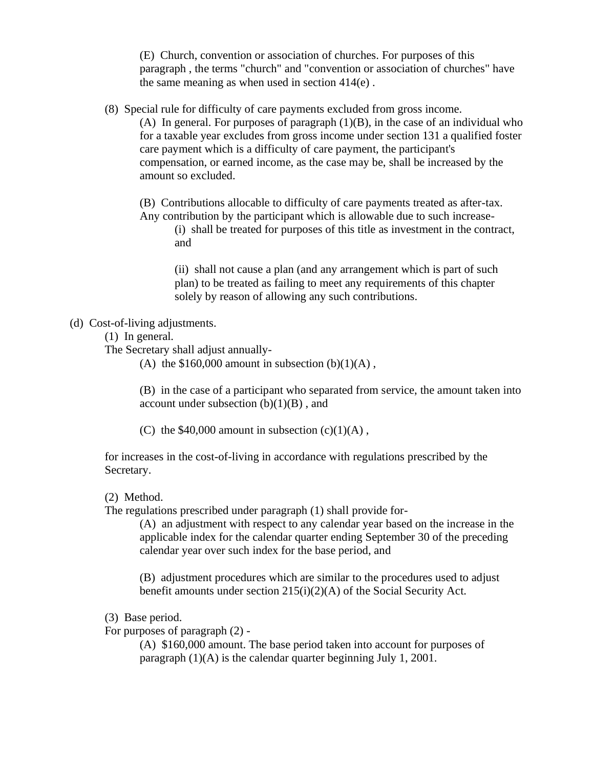(E) Church, convention or association of churches. For purposes of this paragraph , the terms "church" and "convention or association of churches" have the same meaning as when used in section 414(e) .

(8) Special rule for difficulty of care payments excluded from gross income.

(A) In general. For purposes of paragraph (1)(B), in the case of an individual who for a taxable year excludes from gross income under section 131 a qualified foster care payment which is a difficulty of care payment, the participant's compensation, or earned income, as the case may be, shall be increased by the amount so excluded.

(B) Contributions allocable to difficulty of care payments treated as after-tax. Any contribution by the participant which is allowable due to such increase-

(i) shall be treated for purposes of this title as investment in the contract, and

(ii) shall not cause a plan (and any arrangement which is part of such plan) to be treated as failing to meet any requirements of this chapter solely by reason of allowing any such contributions.

(d) Cost-of-living adjustments.

(1) In general.

The Secretary shall adjust annually-

(A) the $160,000 amount in subsection (b)(1)(A) ,

(B) in the case of a participant who separated from service, the amount taken into account under subsection (b)(1)(B) , and

(C) the $40,000 amount in subsection (c)(1)(A) ,

for increases in the cost-of-living in accordance with regulations prescribed by the Secretary.

(2) Method.

The regulations prescribed under paragraph (1) shall provide for-

(A) an adjustment with respect to any calendar year based on the increase in the applicable index for the calendar quarter ending September 30 of the preceding calendar year over such index for the base period, and

(B) adjustment procedures which are similar to the procedures used to adjust benefit amounts under section 215(i)(2)(A) of the Social Security Act.

(3) Base period.

For purposes of paragraph (2) -

(A) $160,000 amount. The base period taken into account for purposes of paragraph (1)(A) is the calendar quarter beginning July 1, 2001.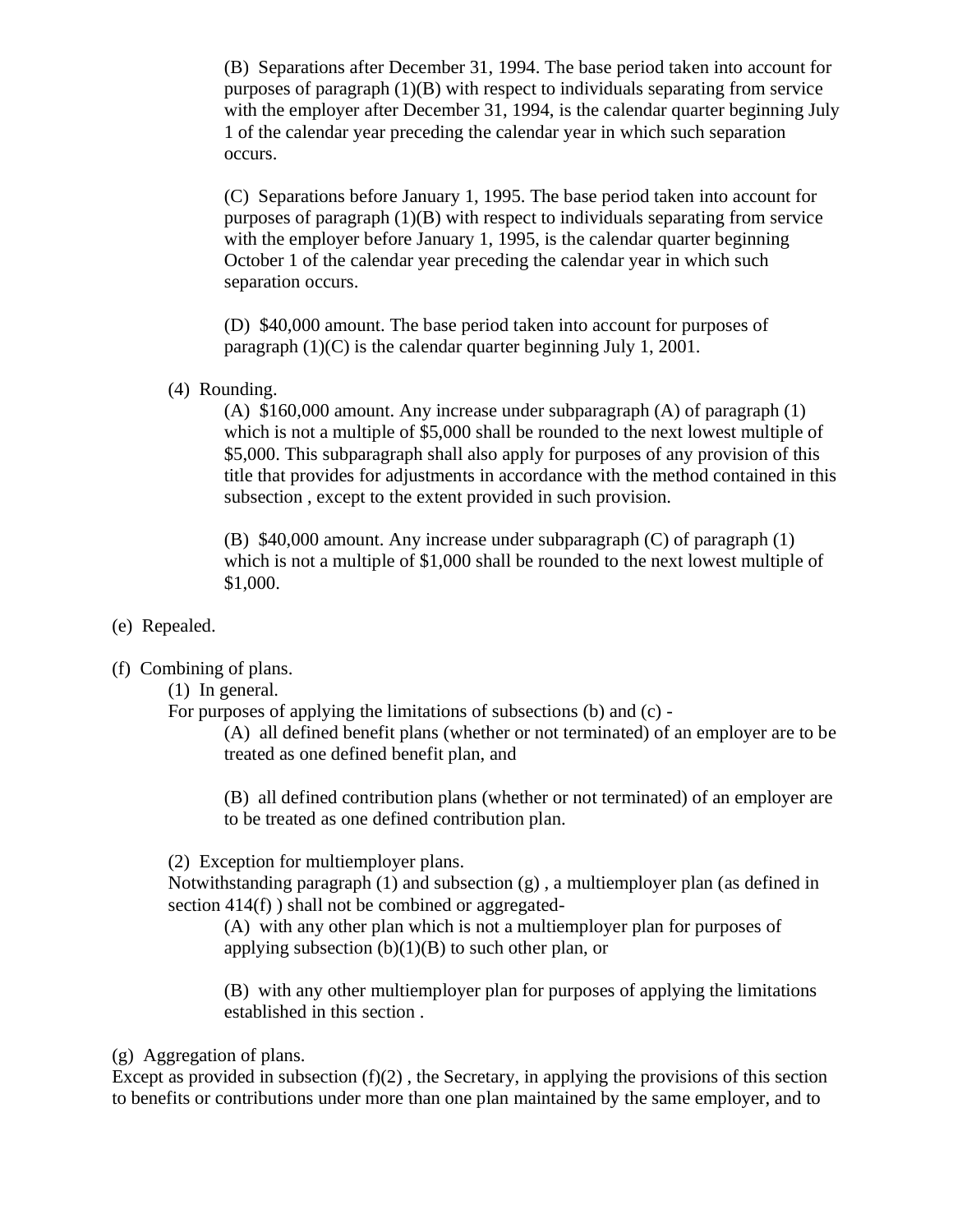(B) Separations after December 31, 1994. The base period taken into account for purposes of paragraph (1)(B) with respect to individuals separating from service with the employer after December 31, 1994, is the calendar quarter beginning July 1 of the calendar year preceding the calendar year in which such separation occurs.

(C) Separations before January 1, 1995. The base period taken into account for purposes of paragraph (1)(B) with respect to individuals separating from service with the employer before January 1, 1995, is the calendar quarter beginning October 1 of the calendar year preceding the calendar year in which such separation occurs.

(D) $40,000 amount. The base period taken into account for purposes of paragraph (1)(C) is the calendar quarter beginning July 1, 2001.

(4) Rounding.

(A) $160,000 amount. Any increase under subparagraph (A) of paragraph (1) which is not a multiple of $5,000 shall be rounded to the next lowest multiple of $5,000. This subparagraph shall also apply for purposes of any provision of this title that provides for adjustments in accordance with the method contained in this subsection , except to the extent provided in such provision.

(B) $40,000 amount. Any increase under subparagraph (C) of paragraph (1) which is not a multiple of $1,000 shall be rounded to the next lowest multiple of $1,000.

(e) Repealed.

(f) Combining of plans.

(1) In general.

For purposes of applying the limitations of subsections (b) and (c) -

(A) all defined benefit plans (whether or not terminated) of an employer are to be treated as one defined benefit plan, and

(B) all defined contribution plans (whether or not terminated) of an employer are to be treated as one defined contribution plan.

(2) Exception for multiemployer plans.

Notwithstanding paragraph (1) and subsection (g) , a multiemployer plan (as defined in section 414(f) ) shall not be combined or aggregated-

(A) with any other plan which is not a multiemployer plan for purposes of applying subsection (b)(1)(B) to such other plan, or

(B) with any other multiemployer plan for purposes of applying the limitations established in this section .

(g) Aggregation of plans.

Except as provided in subsection (f)(2) , the Secretary, in applying the provisions of this section to benefits or contributions under more than one plan maintained by the same employer, and to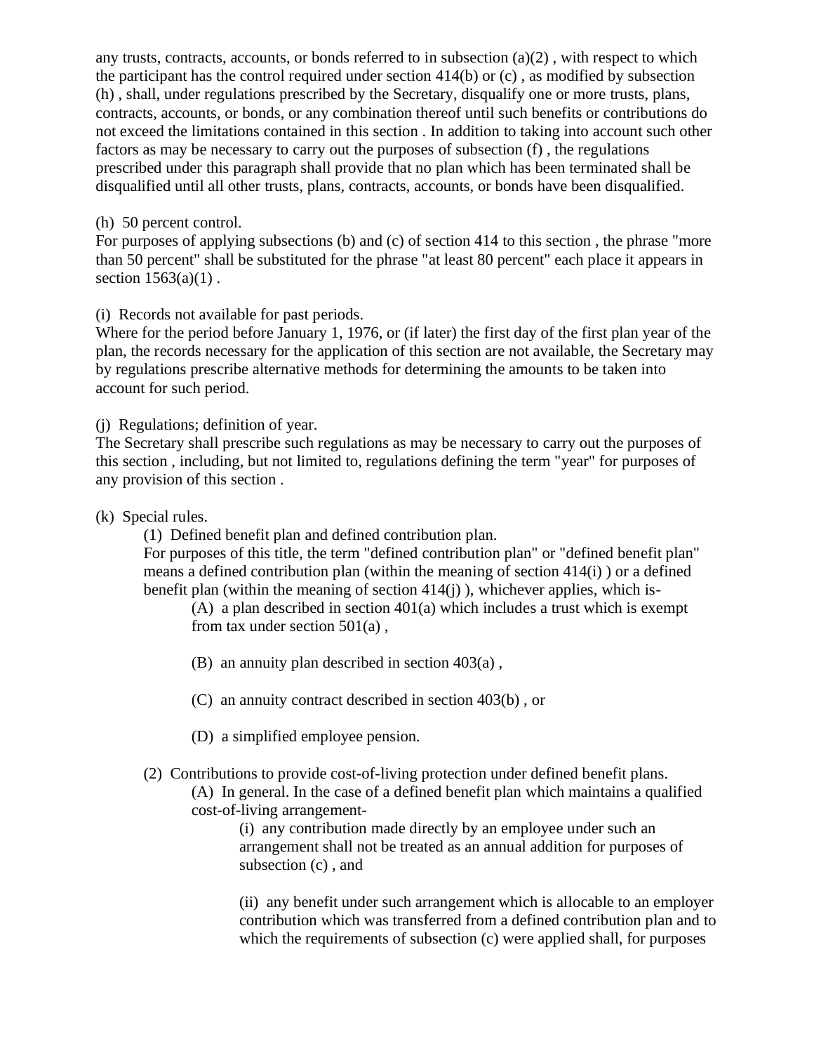any trusts, contracts, accounts, or bonds referred to in subsection (a)(2) , with respect to which the participant has the control required under section 414(b) or (c) , as modified by subsection (h) , shall, under regulations prescribed by the Secretary, disqualify one or more trusts, plans, contracts, accounts, or bonds, or any combination thereof until such benefits or contributions do not exceed the limitations contained in this section . In addition to taking into account such other factors as may be necessary to carry out the purposes of subsection (f) , the regulations prescribed under this paragraph shall provide that no plan which has been terminated shall be disqualified until all other trusts, plans, contracts, accounts, or bonds have been disqualified.

(h) 50 percent control.
For purposes of applying subsections (b) and (c) of section 414 to this section , the phrase "more than 50 percent" shall be substituted for the phrase "at least 80 percent" each place it appears in section 1563(a)(1) .

(i) Records not available for past periods.
Where for the period before January 1, 1976, or (if later) the first day of the first plan year of the plan, the records necessary for the application of this section are not available, the Secretary may by regulations prescribe alternative methods for determining the amounts to be taken into account for such period.

(j) Regulations; definition of year.
The Secretary shall prescribe such regulations as may be necessary to carry out the purposes of this section , including, but not limited to, regulations defining the term "year" for purposes of any provision of this section .

(k) Special rules.

(1) Defined benefit plan and defined contribution plan.
For purposes of this title, the term "defined contribution plan" or "defined benefit plan" means a defined contribution plan (within the meaning of section 414(i) ) or a defined benefit plan (within the meaning of section 414(j) ), whichever applies, which is-

(A) a plan described in section 401(a) which includes a trust which is exempt from tax under section 501(a) ,

(B) an annuity plan described in section 403(a) ,

(C) an annuity contract described in section 403(b) , or

(D) a simplified employee pension.

(2) Contributions to provide cost-of-living protection under defined benefit plans.

(A) In general. In the case of a defined benefit plan which maintains a qualified cost-of-living arrangement-

(i) any contribution made directly by an employee under such an arrangement shall not be treated as an annual addition for purposes of subsection (c) , and

(ii) any benefit under such arrangement which is allocable to an employer contribution which was transferred from a defined contribution plan and to which the requirements of subsection (c) were applied shall, for purposes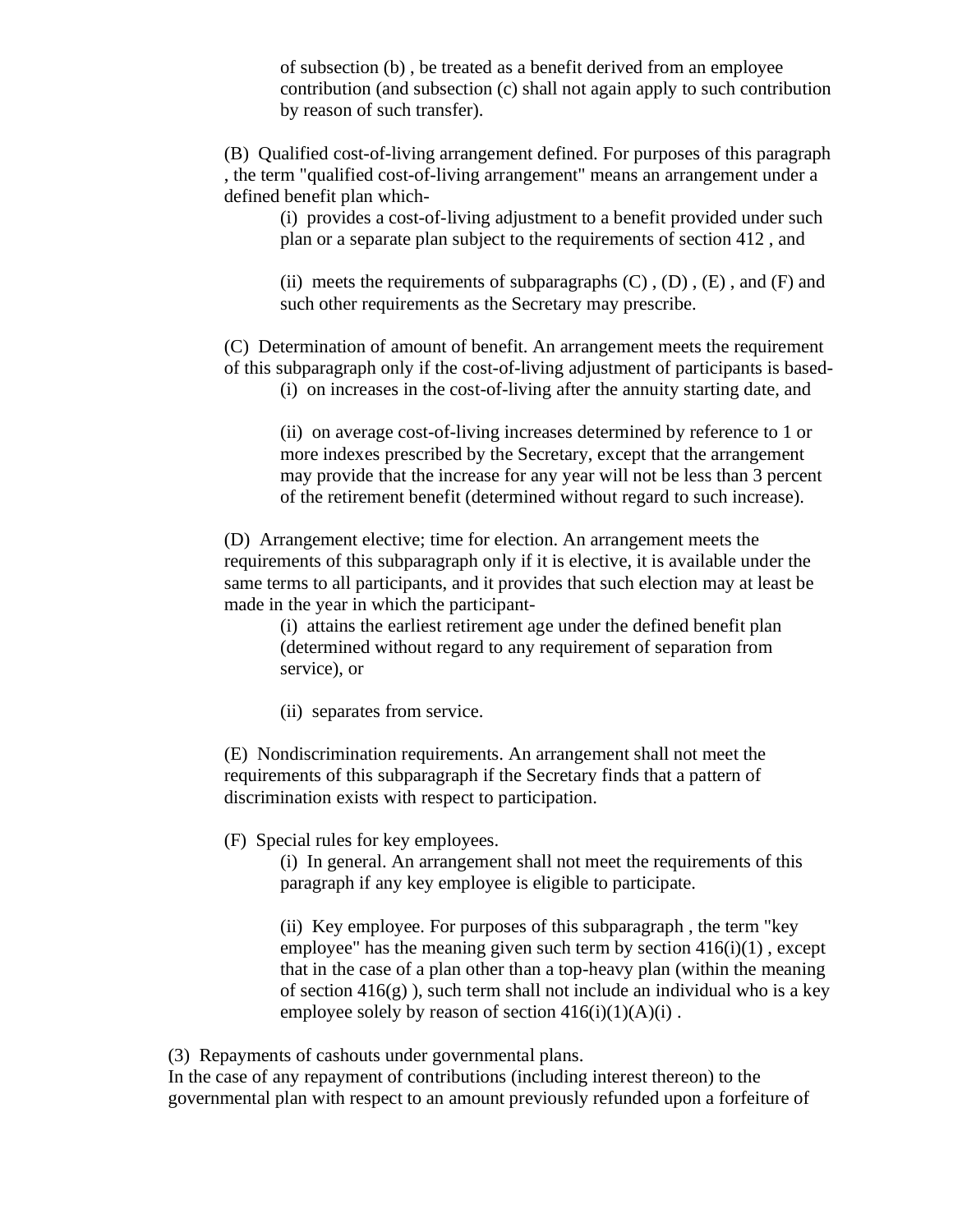of subsection (b) , be treated as a benefit derived from an employee contribution (and subsection (c) shall not again apply to such contribution by reason of such transfer).

(B) Qualified cost-of-living arrangement defined. For purposes of this paragraph , the term "qualified cost-of-living arrangement" means an arrangement under a defined benefit plan which-

(i) provides a cost-of-living adjustment to a benefit provided under such plan or a separate plan subject to the requirements of section 412 , and

(ii) meets the requirements of subparagraphs (C) , (D) , (E) , and (F) and such other requirements as the Secretary may prescribe.

(C) Determination of amount of benefit. An arrangement meets the requirement of this subparagraph only if the cost-of-living adjustment of participants is based-

(i) on increases in the cost-of-living after the annuity starting date, and

(ii) on average cost-of-living increases determined by reference to 1 or more indexes prescribed by the Secretary, except that the arrangement may provide that the increase for any year will not be less than 3 percent of the retirement benefit (determined without regard to such increase).

(D) Arrangement elective; time for election. An arrangement meets the requirements of this subparagraph only if it is elective, it is available under the same terms to all participants, and it provides that such election may at least be made in the year in which the participant-

(i) attains the earliest retirement age under the defined benefit plan (determined without regard to any requirement of separation from service), or

(ii) separates from service.

(E) Nondiscrimination requirements. An arrangement shall not meet the requirements of this subparagraph if the Secretary finds that a pattern of discrimination exists with respect to participation.

(F) Special rules for key employees.

(i) In general. An arrangement shall not meet the requirements of this paragraph if any key employee is eligible to participate.

(ii) Key employee. For purposes of this subparagraph , the term "key employee" has the meaning given such term by section 416(i)(1) , except that in the case of a plan other than a top-heavy plan (within the meaning of section 416(g) ), such term shall not include an individual who is a key employee solely by reason of section 416(i)(1)(A)(i) .

(3) Repayments of cashouts under governmental plans.
In the case of any repayment of contributions (including interest thereon) to the governmental plan with respect to an amount previously refunded upon a forfeiture of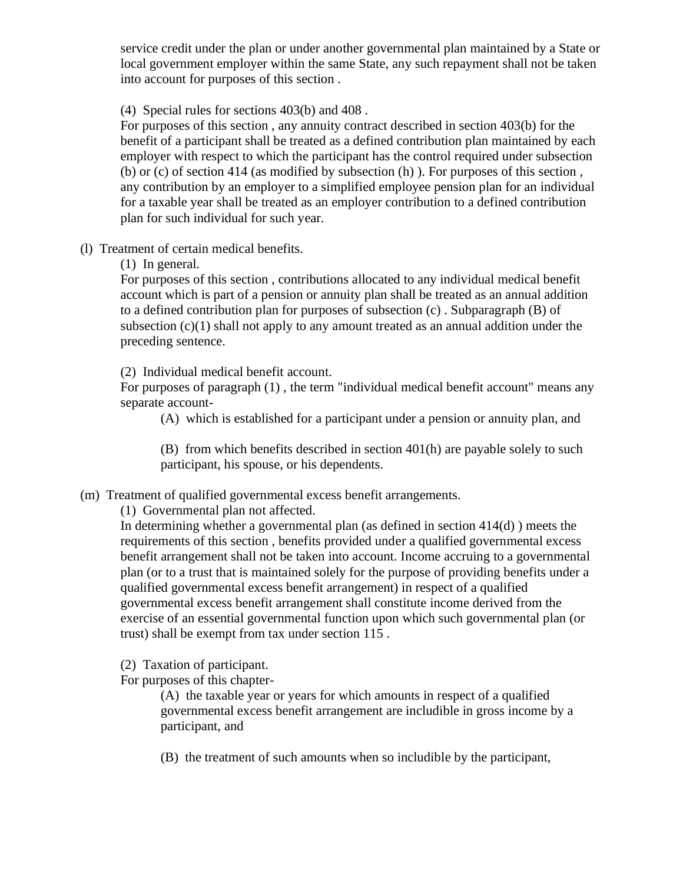service credit under the plan or under another governmental plan maintained by a State or local government employer within the same State, any such repayment shall not be taken into account for purposes of this section .

(4) Special rules for sections 403(b) and 408 .

For purposes of this section , any annuity contract described in section 403(b) for the benefit of a participant shall be treated as a defined contribution plan maintained by each employer with respect to which the participant has the control required under subsection (b) or (c) of section 414 (as modified by subsection (h) ). For purposes of this section , any contribution by an employer to a simplified employee pension plan for an individual for a taxable year shall be treated as an employer contribution to a defined contribution plan for such individual for such year.

(l) Treatment of certain medical benefits.

(1) In general.

For purposes of this section , contributions allocated to any individual medical benefit account which is part of a pension or annuity plan shall be treated as an annual addition to a defined contribution plan for purposes of subsection (c) . Subparagraph (B) of subsection (c)(1) shall not apply to any amount treated as an annual addition under the preceding sentence.

(2) Individual medical benefit account.

For purposes of paragraph (1) , the term "individual medical benefit account" means any separate account-

(A) which is established for a participant under a pension or annuity plan, and

(B) from which benefits described in section 401(h) are payable solely to such participant, his spouse, or his dependents.

(m) Treatment of qualified governmental excess benefit arrangements.

(1) Governmental plan not affected.

In determining whether a governmental plan (as defined in section 414(d) ) meets the requirements of this section , benefits provided under a qualified governmental excess benefit arrangement shall not be taken into account. Income accruing to a governmental plan (or to a trust that is maintained solely for the purpose of providing benefits under a qualified governmental excess benefit arrangement) in respect of a qualified governmental excess benefit arrangement shall constitute income derived from the exercise of an essential governmental function upon which such governmental plan (or trust) shall be exempt from tax under section 115 .

(2) Taxation of participant.

For purposes of this chapter-

(A) the taxable year or years for which amounts in respect of a qualified governmental excess benefit arrangement are includible in gross income by a participant, and

(B) the treatment of such amounts when so includible by the participant,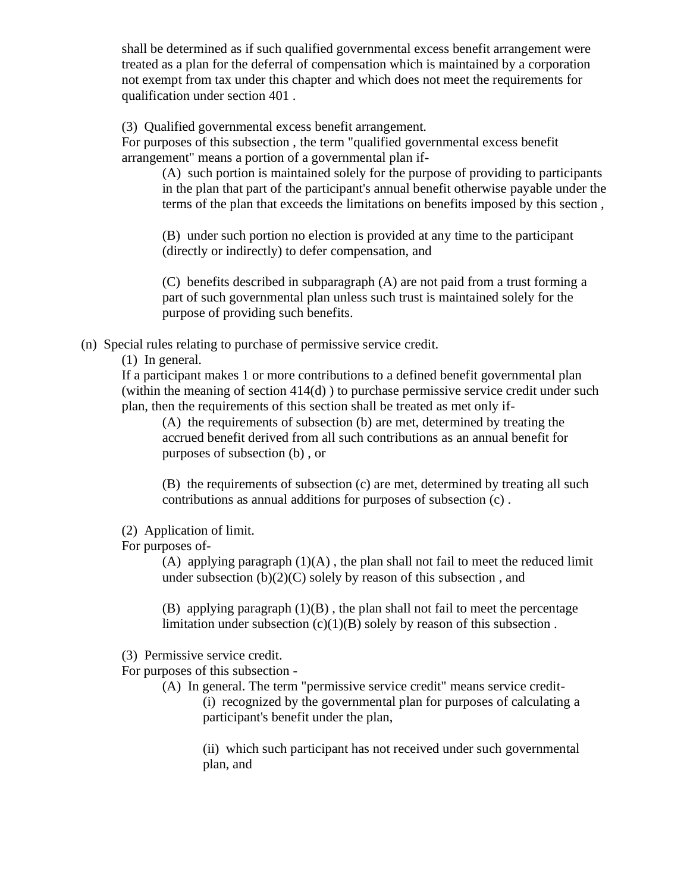shall be determined as if such qualified governmental excess benefit arrangement were treated as a plan for the deferral of compensation which is maintained by a corporation not exempt from tax under this chapter and which does not meet the requirements for qualification under section 401 .

(3) Qualified governmental excess benefit arrangement.
For purposes of this subsection , the term "qualified governmental excess benefit arrangement" means a portion of a governmental plan if-

(A) such portion is maintained solely for the purpose of providing to participants in the plan that part of the participant's annual benefit otherwise payable under the terms of the plan that exceeds the limitations on benefits imposed by this section ,

(B) under such portion no election is provided at any time to the participant (directly or indirectly) to defer compensation, and

(C) benefits described in subparagraph (A) are not paid from a trust forming a part of such governmental plan unless such trust is maintained solely for the purpose of providing such benefits.

(n) Special rules relating to purchase of permissive service credit.

(1) In general.
If a participant makes 1 or more contributions to a defined benefit governmental plan (within the meaning of section 414(d) ) to purchase permissive service credit under such plan, then the requirements of this section shall be treated as met only if-

(A) the requirements of subsection (b) are met, determined by treating the accrued benefit derived from all such contributions as an annual benefit for purposes of subsection (b) , or

(B) the requirements of subsection (c) are met, determined by treating all such contributions as annual additions for purposes of subsection (c) .

(2) Application of limit.
For purposes of-

(A) applying paragraph (1)(A) , the plan shall not fail to meet the reduced limit under subsection (b)(2)(C) solely by reason of this subsection , and

(B) applying paragraph (1)(B) , the plan shall not fail to meet the percentage limitation under subsection (c)(1)(B) solely by reason of this subsection .

(3) Permissive service credit.
For purposes of this subsection -

(A) In general. The term "permissive service credit" means service credit-

(i) recognized by the governmental plan for purposes of calculating a participant's benefit under the plan,

(ii) which such participant has not received under such governmental plan, and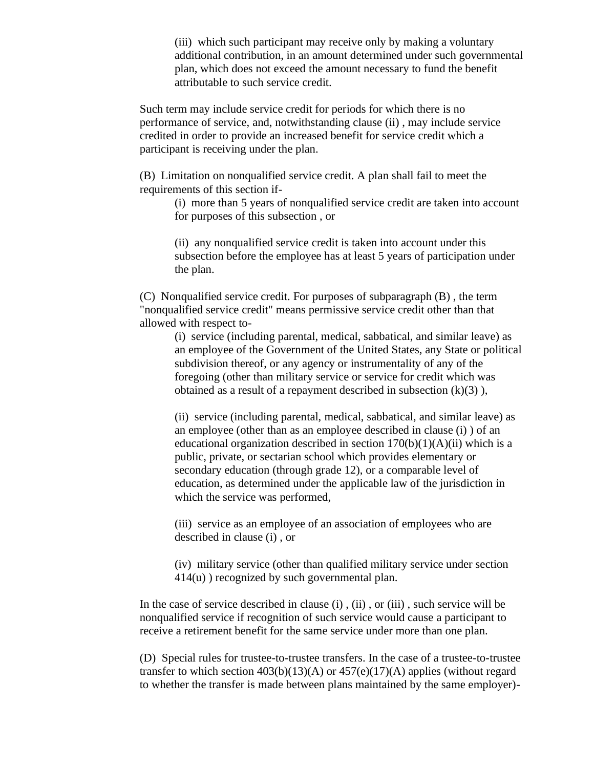(iii) which such participant may receive only by making a voluntary additional contribution, in an amount determined under such governmental plan, which does not exceed the amount necessary to fund the benefit attributable to such service credit.

Such term may include service credit for periods for which there is no performance of service, and, notwithstanding clause (ii) , may include service credited in order to provide an increased benefit for service credit which a participant is receiving under the plan.

(B) Limitation on nonqualified service credit. A plan shall fail to meet the requirements of this section if-

(i) more than 5 years of nonqualified service credit are taken into account for purposes of this subsection , or

(ii) any nonqualified service credit is taken into account under this subsection before the employee has at least 5 years of participation under the plan.

(C) Nonqualified service credit. For purposes of subparagraph (B) , the term "nonqualified service credit" means permissive service credit other than that allowed with respect to-

(i) service (including parental, medical, sabbatical, and similar leave) as an employee of the Government of the United States, any State or political subdivision thereof, or any agency or instrumentality of any of the foregoing (other than military service or service for credit which was obtained as a result of a repayment described in subsection (k)(3) ),

(ii) service (including parental, medical, sabbatical, and similar leave) as an employee (other than as an employee described in clause (i) ) of an educational organization described in section 170(b)(1)(A)(ii) which is a public, private, or sectarian school which provides elementary or secondary education (through grade 12), or a comparable level of education, as determined under the applicable law of the jurisdiction in which the service was performed,

(iii) service as an employee of an association of employees who are described in clause (i) , or

(iv) military service (other than qualified military service under section 414(u) ) recognized by such governmental plan.

In the case of service described in clause (i) , (ii) , or (iii) , such service will be nonqualified service if recognition of such service would cause a participant to receive a retirement benefit for the same service under more than one plan.

(D) Special rules for trustee-to-trustee transfers. In the case of a trustee-to-trustee transfer to which section 403(b)(13)(A) or 457(e)(17)(A) applies (without regard to whether the transfer is made between plans maintained by the same employer)-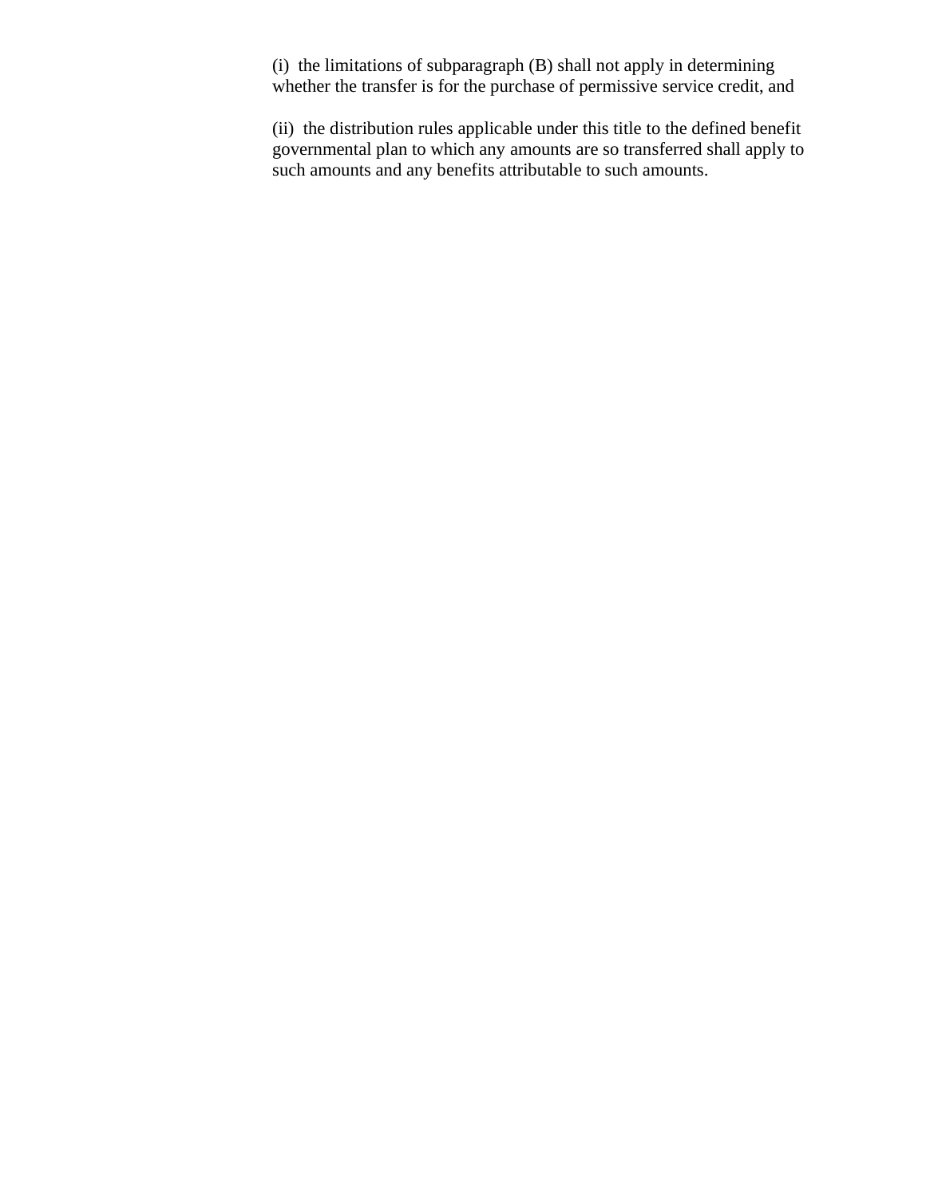(i) the limitations of subparagraph (B) shall not apply in determining whether the transfer is for the purchase of permissive service credit, and

(ii) the distribution rules applicable under this title to the defined benefit governmental plan to which any amounts are so transferred shall apply to such amounts and any benefits attributable to such amounts.